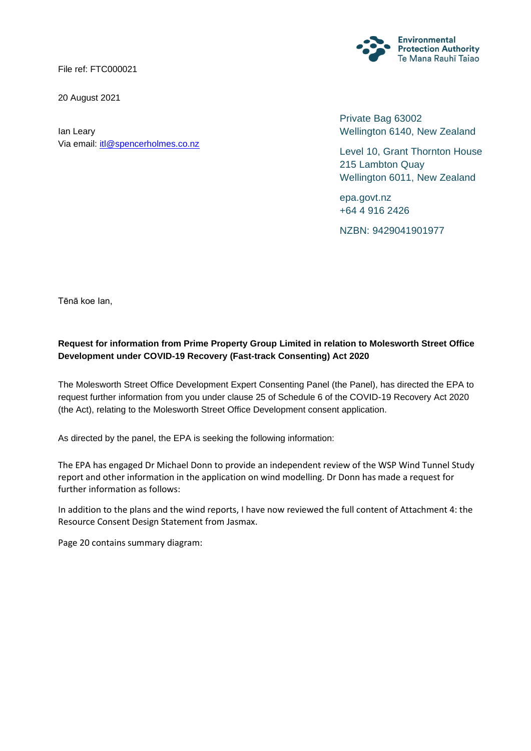File ref: FTC000021

20 August 2021

Ian Leary
Via email: itl@spencerholmes.co.nz

Environmental Protection Authority
Te Mana Rauhī Taiao

Private Bag 63002
Wellington 6140, New Zealand

Level 10, Grant Thornton House
215 Lambton Quay
Wellington 6011, New Zealand

epa.govt.nz
+64 4 916 2426

NZBN: 9429041901977

Tēnā koe Ian,

**Request for information from Prime Property Group Limited in relation to Molesworth Street Office Development under COVID-19 Recovery (Fast-track Consenting) Act 2020**

The Molesworth Street Office Development Expert Consenting Panel (the Panel), has directed the EPA to request further information from you under clause 25 of Schedule 6 of the COVID-19 Recovery Act 2020 (the Act), relating to the Molesworth Street Office Development consent application.

As directed by the panel, the EPA is seeking the following information:

The EPA has engaged Dr Michael Donn to provide an independent review of the WSP Wind Tunnel Study report and other information in the application on wind modelling. Dr Donn has made a request for further information as follows:

In addition to the plans and the wind reports, I have now reviewed the full content of Attachment 4: the Resource Consent Design Statement from Jasmax.

Page 20 contains summary diagram: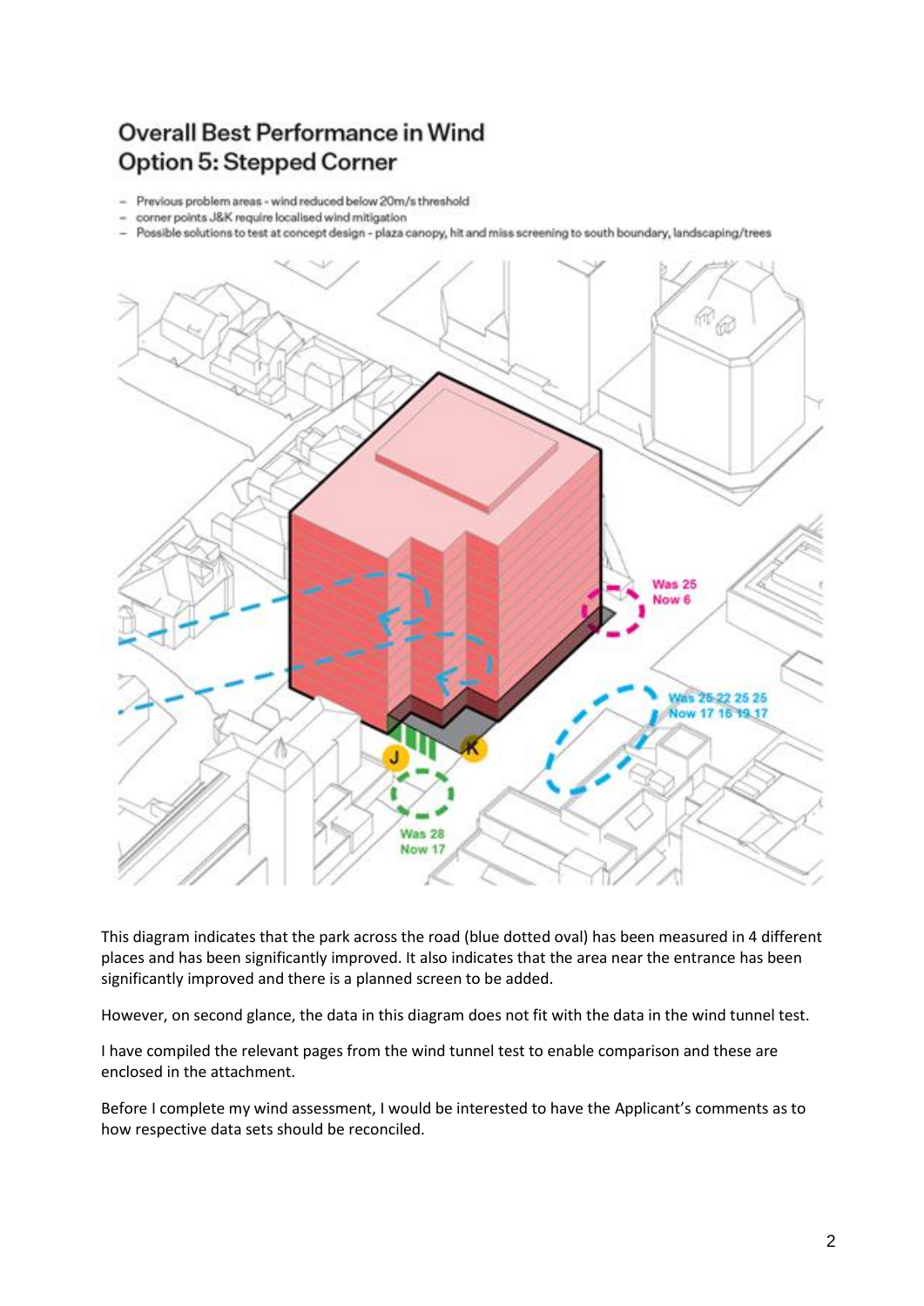## Overall Best Performance in Wind
## Option 5: Stepped Corner

- Previous problem areas - wind reduced below 20m/s threshold
- corner points J&K require localised wind mitigation
- Possible solutions to test at concept design - plaza canopy, hit and miss screening to south boundary, landscaping/trees

Was 25
Now 6

Was 25 22 25 25
Now 17 16 19 17

J

K

Was 28
Now 17

This diagram indicates that the park across the road (blue dotted oval) has been measured in 4 different places and has been significantly improved. It also indicates that the area near the entrance has been significantly improved and there is a planned screen to be added.

However, on second glance, the data in this diagram does not fit with the data in the wind tunnel test.

I have compiled the relevant pages from the wind tunnel test to enable comparison and these are enclosed in the attachment.

Before I complete my wind assessment, I would be interested to have the Applicant's comments as to how respective data sets should be reconciled.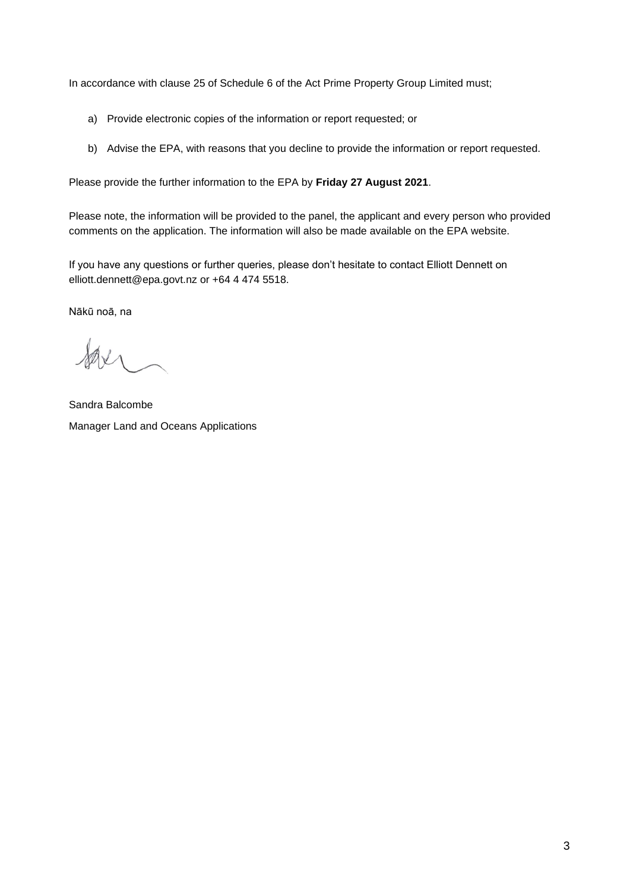In accordance with clause 25 of Schedule 6 of the Act Prime Property Group Limited must;

a) Provide electronic copies of the information or report requested; or

b) Advise the EPA, with reasons that you decline to provide the information or report requested.

Please provide the further information to the EPA by **Friday 27 August 2021**.

Please note, the information will be provided to the panel, the applicant and every person who provided comments on the application. The information will also be made available on the EPA website.

If you have any questions or further queries, please don't hesitate to contact Elliott Dennett on elliott.dennett@epa.govt.nz or +64 4 474 5518.

Nākū noā, na

Sandra Balcombe
Manager Land and Oceans Applications